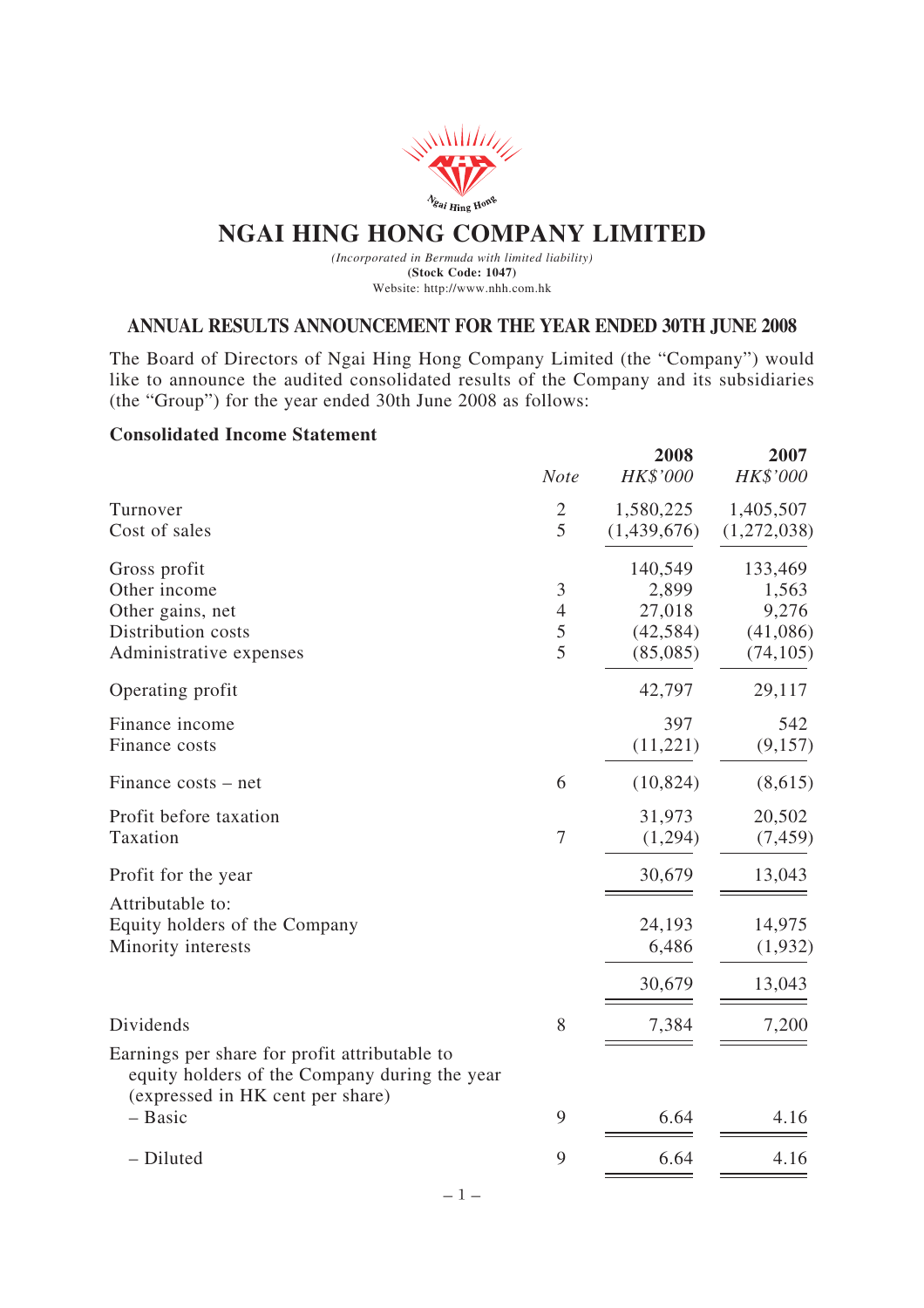# NGAI HING HONG COMPANY LIMITED

*(Incorporated in Bermuda with limited liability)*
**(Stock Code: 1047)**
Website: http://www.nhh.com.hk

## ANNUAL RESULTS ANNOUNCEMENT FOR THE YEAR ENDED 30TH JUNE 2008

The Board of Directors of Ngai Hing Hong Company Limited (the "Company") would like to announce the audited consolidated results of the Company and its subsidiaries (the "Group") for the year ended 30th June 2008 as follows:

### Consolidated Income Statement

| | *Note* | **2008** *HK$'000* | **2007** *HK$'000* |
|---|---|---|---|
| Turnover | 2 | 1,580,225 | 1,405,507 |
| Cost of sales | 5 | (1,439,676) | (1,272,038) |
| Gross profit | | 140,549 | 133,469 |
| Other income | 3 | 2,899 | 1,563 |
| Other gains, net | 4 | 27,018 | 9,276 |
| Distribution costs | 5 | (42,584) | (41,086) |
| Administrative expenses | 5 | (85,085) | (74,105) |
| Operating profit | | 42,797 | 29,117 |
| Finance income | | 397 | 542 |
| Finance costs | | (11,221) | (9,157) |
| Finance costs – net | 6 | (10,824) | (8,615) |
| Profit before taxation | | 31,973 | 20,502 |
| Taxation | 7 | (1,294) | (7,459) |
| Profit for the year | | 30,679 | 13,043 |
| Attributable to: | | | |
| Equity holders of the Company | | 24,193 | 14,975 |
| Minority interests | | 6,486 | (1,932) |
| | | 30,679 | 13,043 |
| Dividends | 8 | 7,384 | 7,200 |
| Earnings per share for profit attributable to equity holders of the Company during the year (expressed in HK cent per share) | | | |
| – Basic | 9 | 6.64 | 4.16 |
| – Diluted | 9 | 6.64 | 4.16 |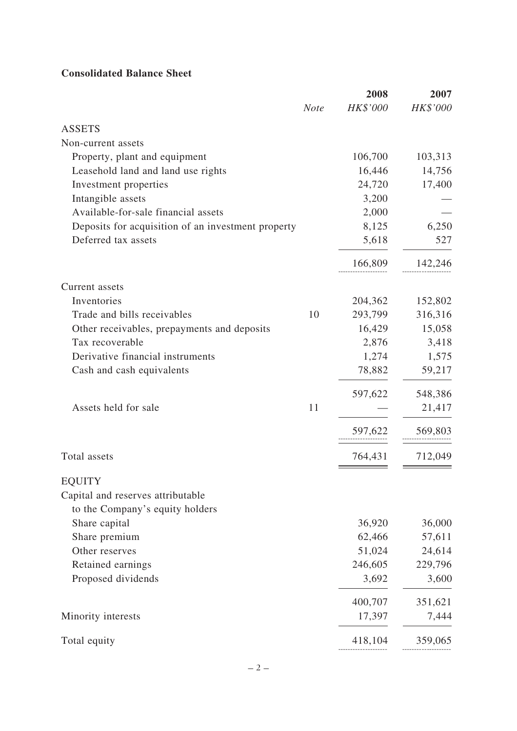## Consolidated Balance Sheet

| | Note | 2008 | 2007 |
|---|---|---|---|
| | | *HK$'000* | *HK$'000* |
| ASSETS | | | |
| Non-current assets | | | |
| Property, plant and equipment | | 106,700 | 103,313 |
| Leasehold land and land use rights | | 16,446 | 14,756 |
| Investment properties | | 24,720 | 17,400 |
| Intangible assets | | 3,200 | — |
| Available-for-sale financial assets | | 2,000 | — |
| Deposits for acquisition of an investment property | | 8,125 | 6,250 |
| Deferred tax assets | | 5,618 | 527 |
| | | 166,809 | 142,246 |
| Current assets | | | |
| Inventories | | 204,362 | 152,802 |
| Trade and bills receivables | 10 | 293,799 | 316,316 |
| Other receivables, prepayments and deposits | | 16,429 | 15,058 |
| Tax recoverable | | 2,876 | 3,418 |
| Derivative financial instruments | | 1,274 | 1,575 |
| Cash and cash equivalents | | 78,882 | 59,217 |
| | | 597,622 | 548,386 |
| Assets held for sale | 11 | — | 21,417 |
| | | 597,622 | 569,803 |
| Total assets | | 764,431 | 712,049 |
| EQUITY | | | |
| Capital and reserves attributable to the Company's equity holders | | | |
| Share capital | | 36,920 | 36,000 |
| Share premium | | 62,466 | 57,611 |
| Other reserves | | 51,024 | 24,614 |
| Retained earnings | | 246,605 | 229,796 |
| Proposed dividends | | 3,692 | 3,600 |
| | | 400,707 | 351,621 |
| Minority interests | | 17,397 | 7,444 |
| Total equity | | 418,104 | 359,065 |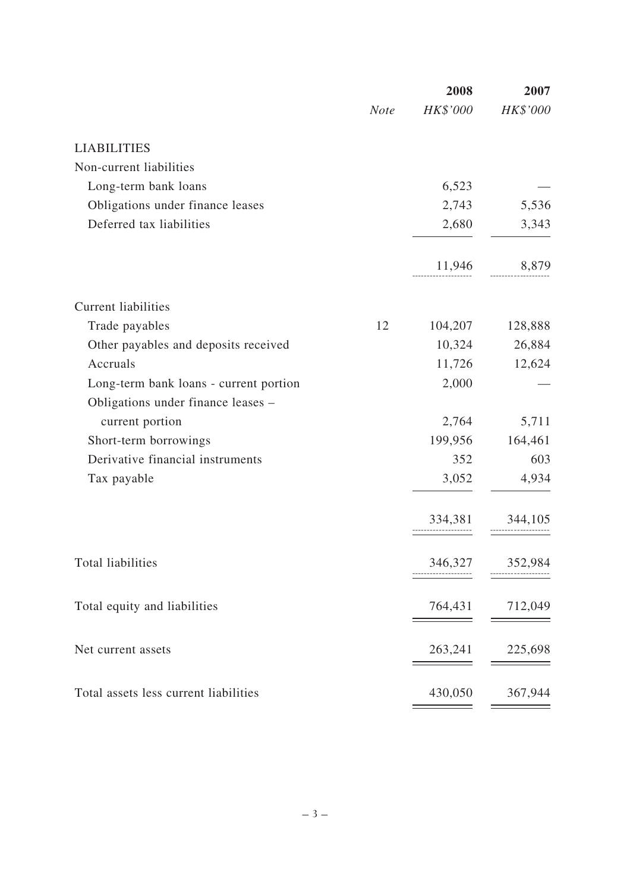| | Note | 2008 | 2007 |
|---|---|---|---|
| | | *HK$'000* | *HK$'000* |
| LIABILITIES | | | |
| Non-current liabilities | | | |
| Long-term bank loans | | 6,523 | — |
| Obligations under finance leases | | 2,743 | 5,536 |
| Deferred tax liabilities | | 2,680 | 3,343 |
| | | 11,946 | 8,879 |
| Current liabilities | | | |
| Trade payables | 12 | 104,207 | 128,888 |
| Other payables and deposits received | | 10,324 | 26,884 |
| Accruals | | 11,726 | 12,624 |
| Long-term bank loans - current portion | | 2,000 | — |
| Obligations under finance leases – current portion | | 2,764 | 5,711 |
| Short-term borrowings | | 199,956 | 164,461 |
| Derivative financial instruments | | 352 | 603 |
| Tax payable | | 3,052 | 4,934 |
| | | 334,381 | 344,105 |
| Total liabilities | | 346,327 | 352,984 |
| Total equity and liabilities | | 764,431 | 712,049 |
| Net current assets | | 263,241 | 225,698 |
| Total assets less current liabilities | | 430,050 | 367,944 |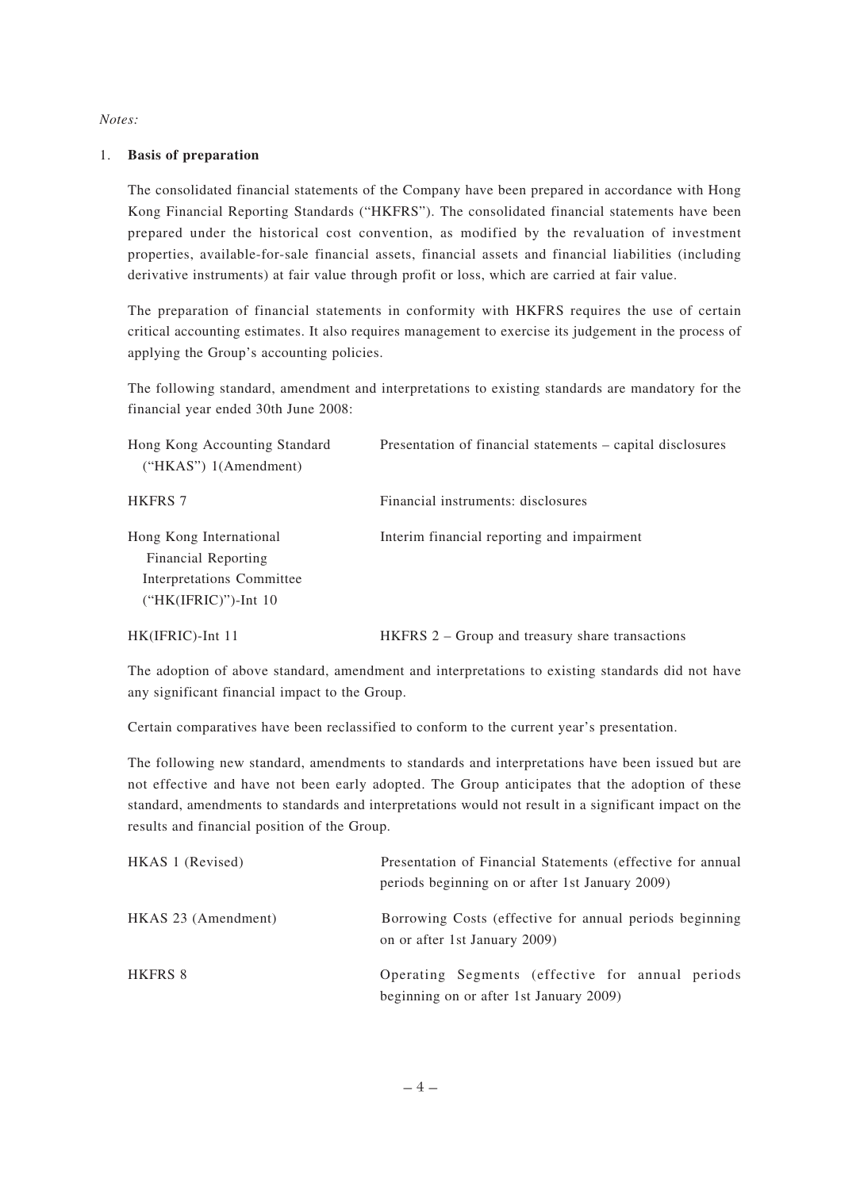*Notes:*

1. **Basis of preparation**

The consolidated financial statements of the Company have been prepared in accordance with Hong Kong Financial Reporting Standards ("HKFRS"). The consolidated financial statements have been prepared under the historical cost convention, as modified by the revaluation of investment properties, available-for-sale financial assets, financial assets and financial liabilities (including derivative instruments) at fair value through profit or loss, which are carried at fair value.

The preparation of financial statements in conformity with HKFRS requires the use of certain critical accounting estimates. It also requires management to exercise its judgement in the process of applying the Group's accounting policies.

The following standard, amendment and interpretations to existing standards are mandatory for the financial year ended 30th June 2008:

| | |
|---|---|
| Hong Kong Accounting Standard ("HKAS") 1(Amendment) | Presentation of financial statements – capital disclosures |
| HKFRS 7 | Financial instruments: disclosures |
| Hong Kong International Financial Reporting Interpretations Committee ("HK(IFRIC)")-Int 10 | Interim financial reporting and impairment |
| HK(IFRIC)-Int 11 | HKFRS 2 – Group and treasury share transactions |

The adoption of above standard, amendment and interpretations to existing standards did not have any significant financial impact to the Group.

Certain comparatives have been reclassified to conform to the current year's presentation.

The following new standard, amendments to standards and interpretations have been issued but are not effective and have not been early adopted. The Group anticipates that the adoption of these standard, amendments to standards and interpretations would not result in a significant impact on the results and financial position of the Group.

| | |
|---|---|
| HKAS 1 (Revised) | Presentation of Financial Statements (effective for annual periods beginning on or after 1st January 2009) |
| HKAS 23 (Amendment) | Borrowing Costs (effective for annual periods beginning on or after 1st January 2009) |
| HKFRS 8 | Operating Segments (effective for annual periods beginning on or after 1st January 2009) |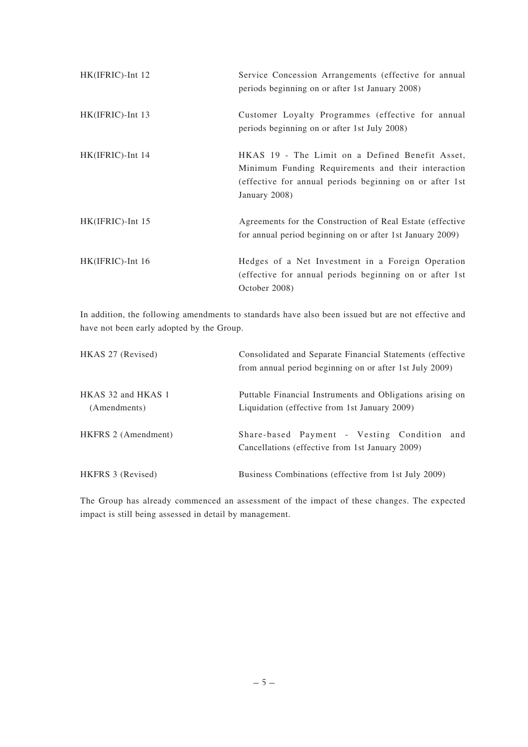| | |
|---|---|
| HK(IFRIC)-Int 12 | Service Concession Arrangements (effective for annual periods beginning on or after 1st January 2008) |
| HK(IFRIC)-Int 13 | Customer Loyalty Programmes (effective for annual periods beginning on or after 1st July 2008) |
| HK(IFRIC)-Int 14 | HKAS 19 - The Limit on a Defined Benefit Asset, Minimum Funding Requirements and their interaction (effective for annual periods beginning on or after 1st January 2008) |
| HK(IFRIC)-Int 15 | Agreements for the Construction of Real Estate (effective for annual period beginning on or after 1st January 2009) |
| HK(IFRIC)-Int 16 | Hedges of a Net Investment in a Foreign Operation (effective for annual periods beginning on or after 1st October 2008) |

In addition, the following amendments to standards have also been issued but are not effective and have not been early adopted by the Group.

| | |
|---|---|
| HKAS 27 (Revised) | Consolidated and Separate Financial Statements (effective from annual period beginning on or after 1st July 2009) |
| HKAS 32 and HKAS 1 (Amendments) | Puttable Financial Instruments and Obligations arising on Liquidation (effective from 1st January 2009) |
| HKFRS 2 (Amendment) | Share-based Payment - Vesting Condition and Cancellations (effective from 1st January 2009) |
| HKFRS 3 (Revised) | Business Combinations (effective from 1st July 2009) |

The Group has already commenced an assessment of the impact of these changes. The expected impact is still being assessed in detail by management.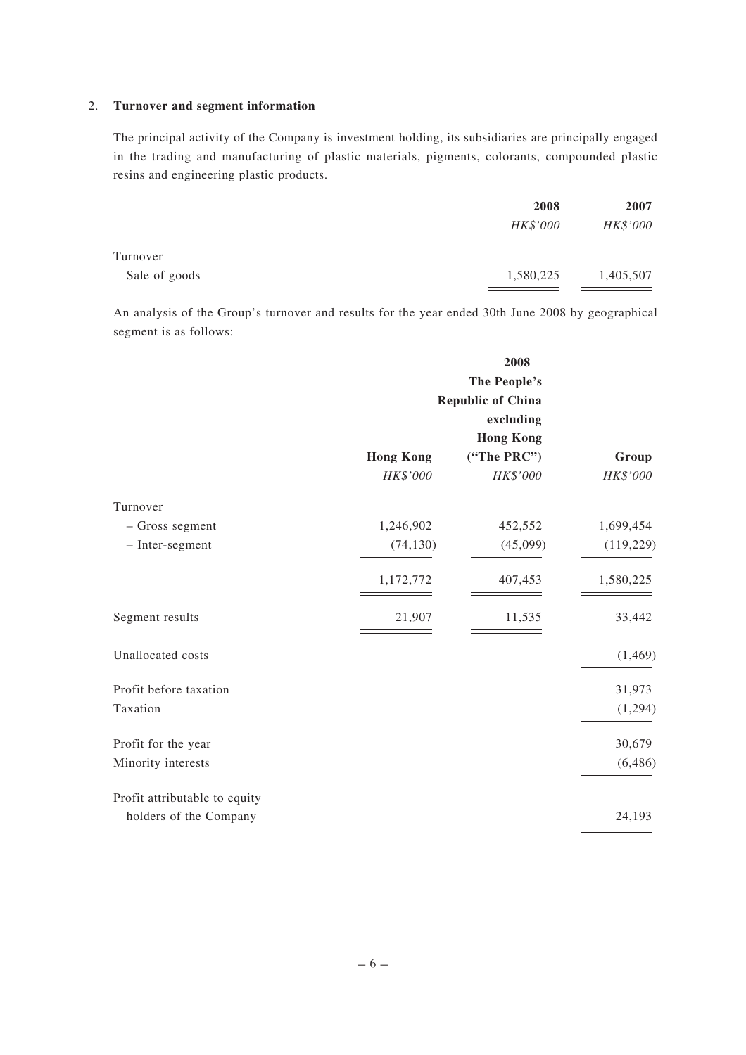2. **Turnover and segment information**

The principal activity of the Company is investment holding, its subsidiaries are principally engaged in the trading and manufacturing of plastic materials, pigments, colorants, compounded plastic resins and engineering plastic products.

| | **2008** | **2007** |
|---|---|---|
| | *HK$'000* | *HK$'000* |
| Turnover | | |
| Sale of goods | 1,580,225 | 1,405,507 |

An analysis of the Group's turnover and results for the year ended 30th June 2008 by geographical segment is as follows:

| | | **2008** | |
|---|---|---|---|
| | **Hong Kong** | **The People's Republic of China excluding Hong Kong ("The PRC")** | **Group** |
| | *HK$'000* | *HK$'000* | *HK$'000* |
| Turnover | | | |
| – Gross segment | 1,246,902 | 452,552 | 1,699,454 |
| – Inter-segment | (74,130) | (45,099) | (119,229) |
| | 1,172,772 | 407,453 | 1,580,225 |
| Segment results | 21,907 | 11,535 | 33,442 |
| Unallocated costs | | | (1,469) |
| Profit before taxation | | | 31,973 |
| Taxation | | | (1,294) |
| Profit for the year | | | 30,679 |
| Minority interests | | | (6,486) |
| Profit attributable to equity holders of the Company | | | 24,193 |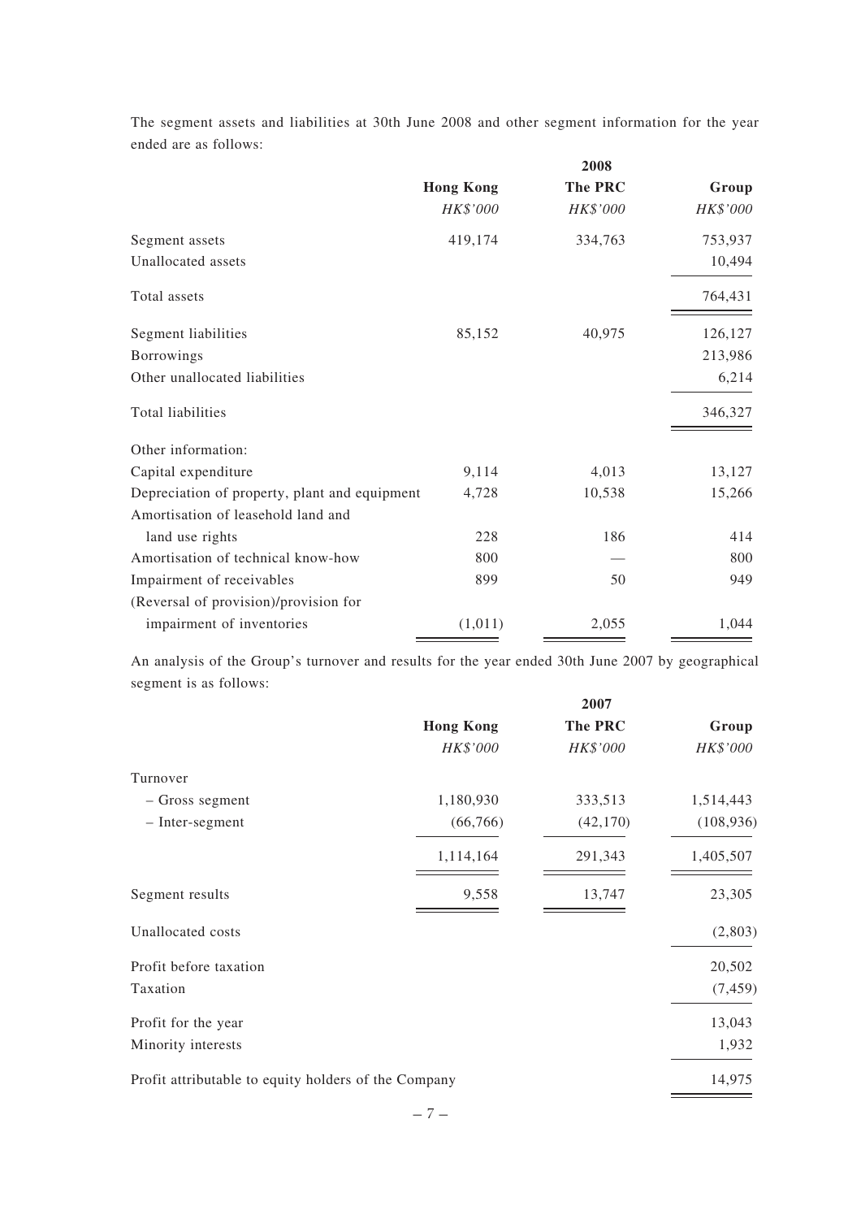The segment assets and liabilities at 30th June 2008 and other segment information for the year ended are as follows:

| | 2008 | | |
|---|---|---|---|
| | **Hong Kong** | **The PRC** | **Group** |
| | *HK$'000* | *HK$'000* | *HK$'000* |
| Segment assets | 419,174 | 334,763 | 753,937 |
| Unallocated assets | | | 10,494 |
| Total assets | | | 764,431 |
| Segment liabilities | 85,152 | 40,975 | 126,127 |
| Borrowings | | | 213,986 |
| Other unallocated liabilities | | | 6,214 |
| Total liabilities | | | 346,327 |
| Other information: | | | |
| Capital expenditure | 9,114 | 4,013 | 13,127 |
| Depreciation of property, plant and equipment | 4,728 | 10,538 | 15,266 |
| Amortisation of leasehold land and land use rights | 228 | 186 | 414 |
| Amortisation of technical know-how | 800 | — | 800 |
| Impairment of receivables | 899 | 50 | 949 |
| (Reversal of provision)/provision for impairment of inventories | (1,011) | 2,055 | 1,044 |

An analysis of the Group's turnover and results for the year ended 30th June 2007 by geographical segment is as follows:

| | 2007 | | |
|---|---|---|---|
| | **Hong Kong** | **The PRC** | **Group** |
| | *HK$'000* | *HK$'000* | *HK$'000* |
| Turnover | | | |
| – Gross segment | 1,180,930 | 333,513 | 1,514,443 |
| – Inter-segment | (66,766) | (42,170) | (108,936) |
| | 1,114,164 | 291,343 | 1,405,507 |
| Segment results | 9,558 | 13,747 | 23,305 |
| Unallocated costs | | | (2,803) |
| Profit before taxation | | | 20,502 |
| Taxation | | | (7,459) |
| Profit for the year | | | 13,043 |
| Minority interests | | | 1,932 |
| Profit attributable to equity holders of the Company | | | 14,975 |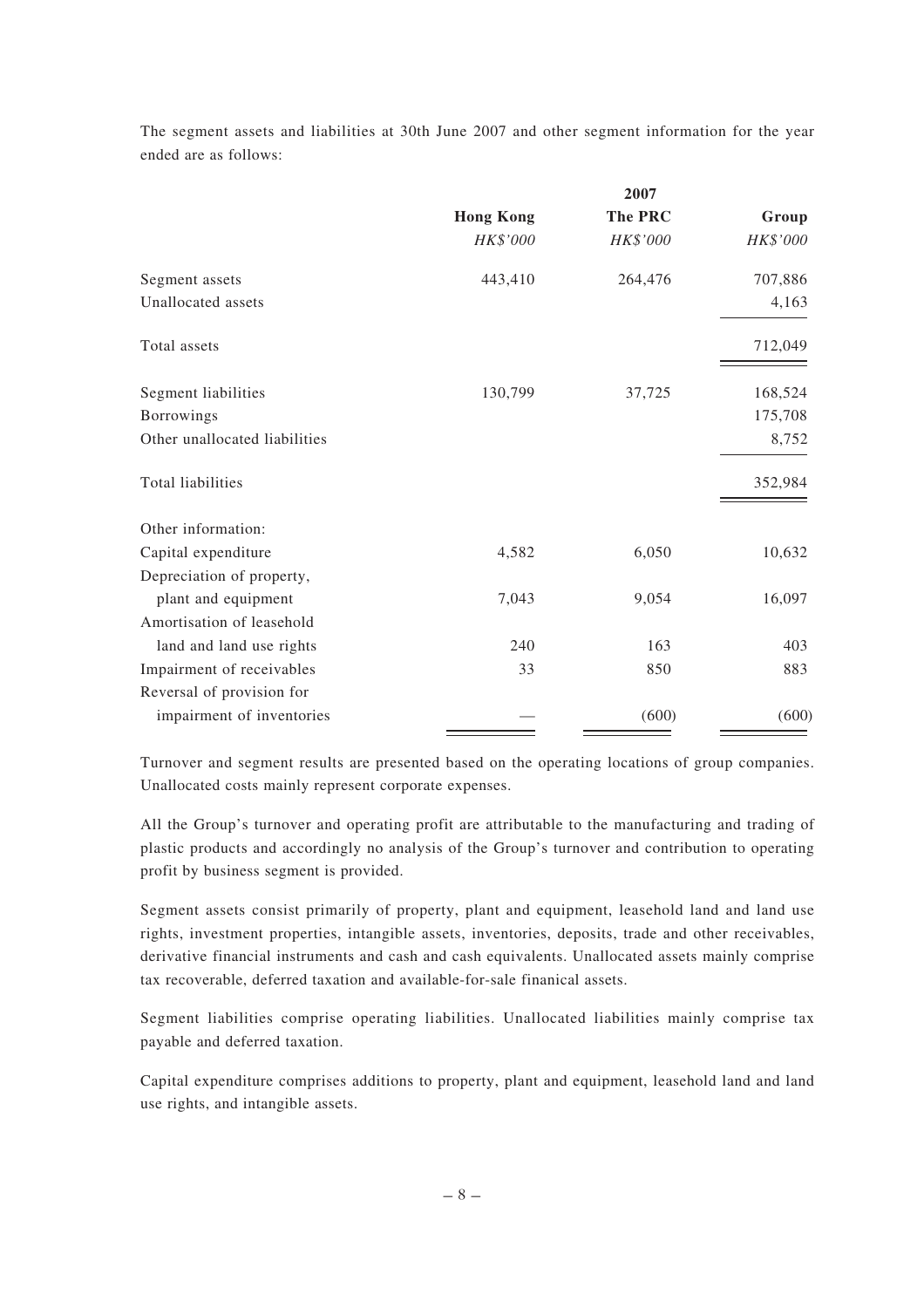The segment assets and liabilities at 30th June 2007 and other segment information for the year ended are as follows:

| | 2007 | | |
|---|---|---|---|
| | **Hong Kong** | **The PRC** | **Group** |
| | *HK$'000* | *HK$'000* | *HK$'000* |
| Segment assets | 443,410 | 264,476 | 707,886 |
| Unallocated assets | | | 4,163 |
| Total assets | | | 712,049 |
| Segment liabilities | 130,799 | 37,725 | 168,524 |
| Borrowings | | | 175,708 |
| Other unallocated liabilities | | | 8,752 |
| Total liabilities | | | 352,984 |
| Other information: | | | |
| Capital expenditure | 4,582 | 6,050 | 10,632 |
| Depreciation of property, plant and equipment | 7,043 | 9,054 | 16,097 |
| Amortisation of leasehold land and land use rights | 240 | 163 | 403 |
| Impairment of receivables | 33 | 850 | 883 |
| Reversal of provision for impairment of inventories | — | (600) | (600) |

Turnover and segment results are presented based on the operating locations of group companies. Unallocated costs mainly represent corporate expenses.

All the Group's turnover and operating profit are attributable to the manufacturing and trading of plastic products and accordingly no analysis of the Group's turnover and contribution to operating profit by business segment is provided.

Segment assets consist primarily of property, plant and equipment, leasehold land and land use rights, investment properties, intangible assets, inventories, deposits, trade and other receivables, derivative financial instruments and cash and cash equivalents. Unallocated assets mainly comprise tax recoverable, deferred taxation and available-for-sale finanical assets.

Segment liabilities comprise operating liabilities. Unallocated liabilities mainly comprise tax payable and deferred taxation.

Capital expenditure comprises additions to property, plant and equipment, leasehold land and land use rights, and intangible assets.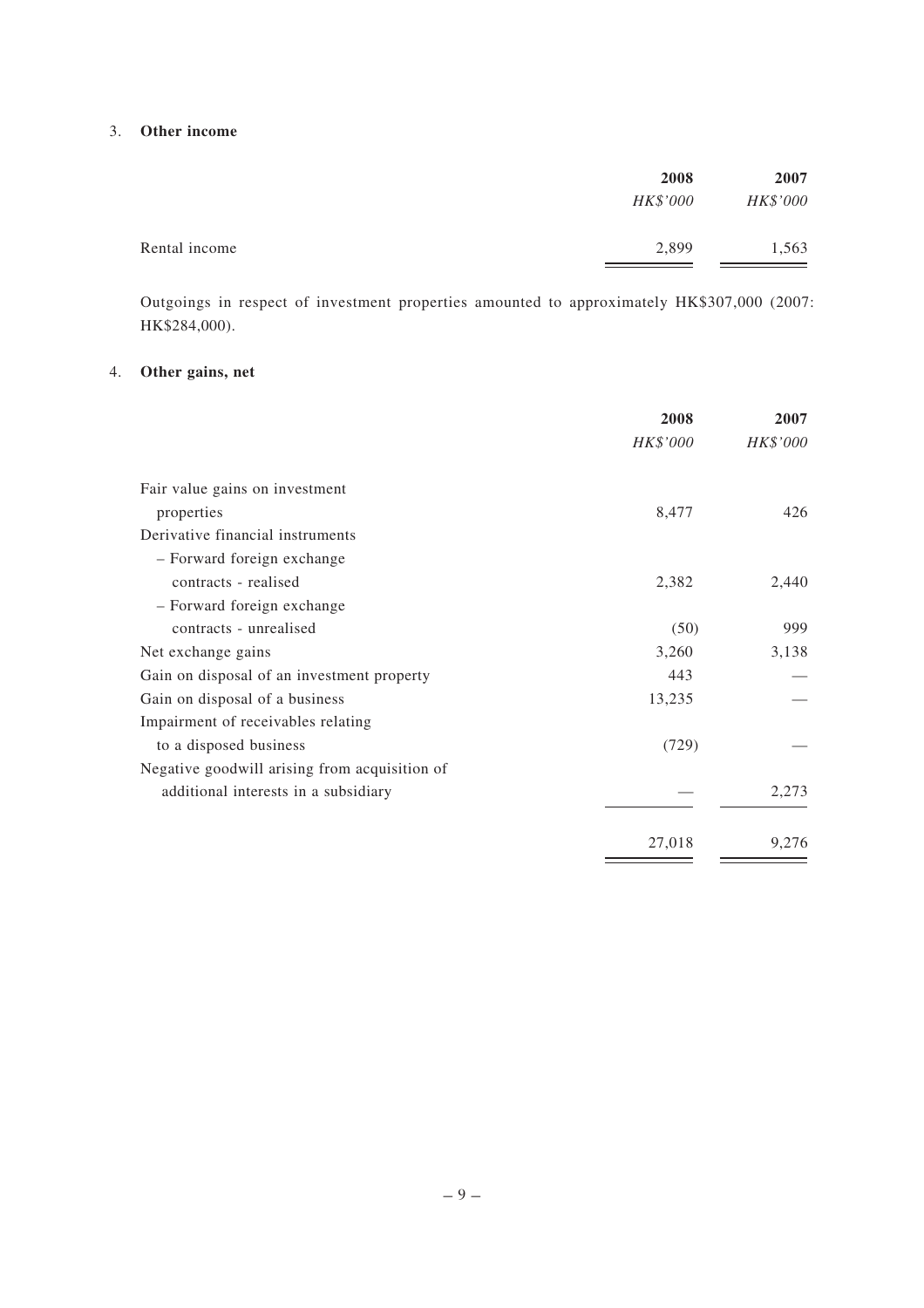## 3. Other income

| | 2008 | 2007 |
|---|---|---|
| | *HK$'000* | *HK$'000* |
| Rental income | 2,899 | 1,563 |

Outgoings in respect of investment properties amounted to approximately HK$307,000 (2007: HK$284,000).

## 4. Other gains, net

| | 2008 | 2007 |
|---|---|---|
| | *HK$'000* | *HK$'000* |
| Fair value gains on investment properties | 8,477 | 426 |
| Derivative financial instruments | | |
| – Forward foreign exchange contracts - realised | 2,382 | 2,440 |
| – Forward foreign exchange contracts - unrealised | (50) | 999 |
| Net exchange gains | 3,260 | 3,138 |
| Gain on disposal of an investment property | 443 | — |
| Gain on disposal of a business | 13,235 | — |
| Impairment of receivables relating to a disposed business | (729) | — |
| Negative goodwill arising from acquisition of additional interests in a subsidiary | — | 2,273 |
| | 27,018 | 9,276 |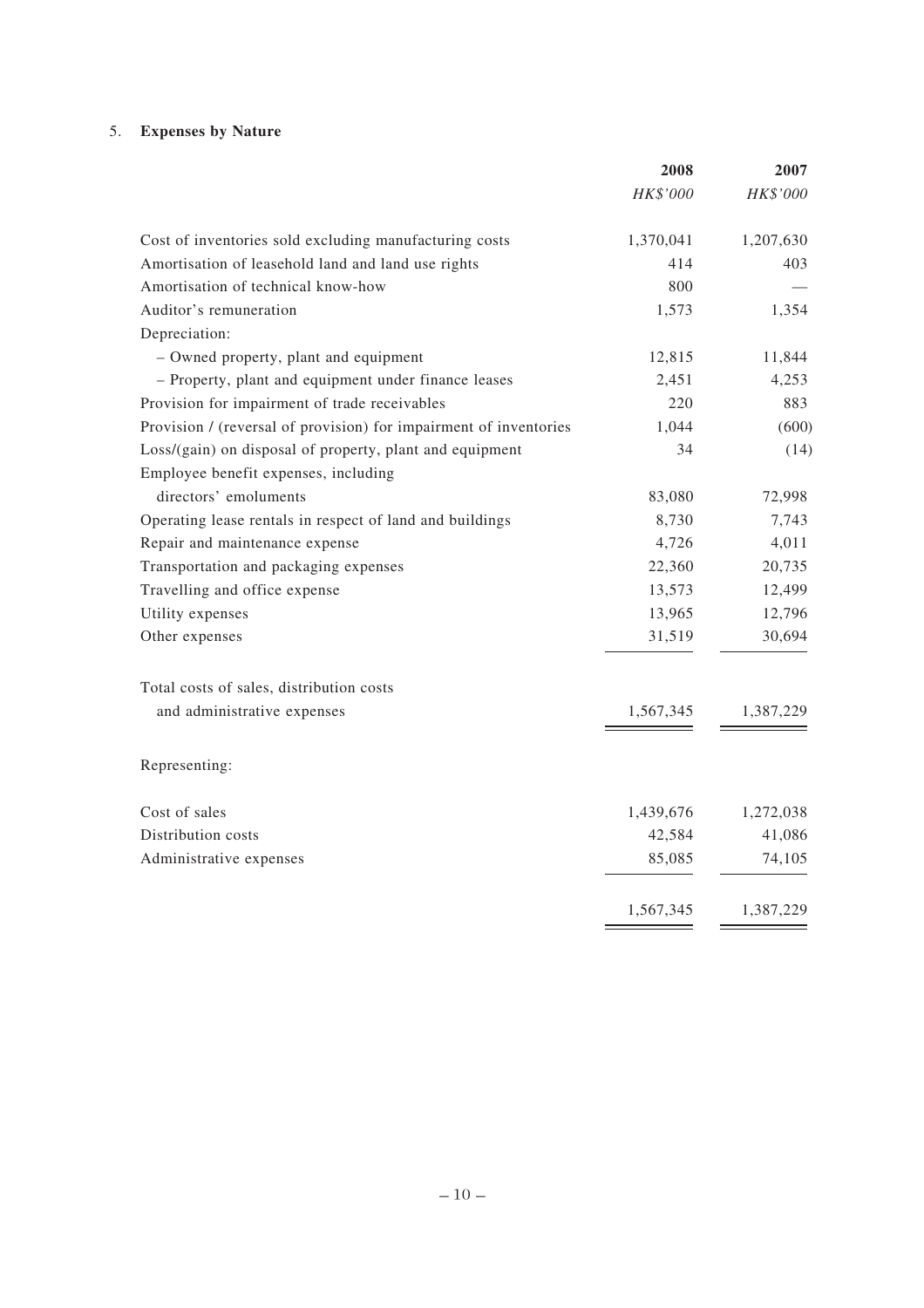## 5. Expenses by Nature

| | 2008 | 2007 |
|---|---|---|
| | *HK$'000* | *HK$'000* |
| Cost of inventories sold excluding manufacturing costs | 1,370,041 | 1,207,630 |
| Amortisation of leasehold land and land use rights | 414 | 403 |
| Amortisation of technical know-how | 800 | — |
| Auditor's remuneration | 1,573 | 1,354 |
| Depreciation: | | |
| – Owned property, plant and equipment | 12,815 | 11,844 |
| – Property, plant and equipment under finance leases | 2,451 | 4,253 |
| Provision for impairment of trade receivables | 220 | 883 |
| Provision / (reversal of provision) for impairment of inventories | 1,044 | (600) |
| Loss/(gain) on disposal of property, plant and equipment | 34 | (14) |
| Employee benefit expenses, including directors' emoluments | 83,080 | 72,998 |
| Operating lease rentals in respect of land and buildings | 8,730 | 7,743 |
| Repair and maintenance expense | 4,726 | 4,011 |
| Transportation and packaging expenses | 22,360 | 20,735 |
| Travelling and office expense | 13,573 | 12,499 |
| Utility expenses | 13,965 | 12,796 |
| Other expenses | 31,519 | 30,694 |
| Total costs of sales, distribution costs and administrative expenses | 1,567,345 | 1,387,229 |
| Representing: | | |
| Cost of sales | 1,439,676 | 1,272,038 |
| Distribution costs | 42,584 | 41,086 |
| Administrative expenses | 85,085 | 74,105 |
| | 1,567,345 | 1,387,229 |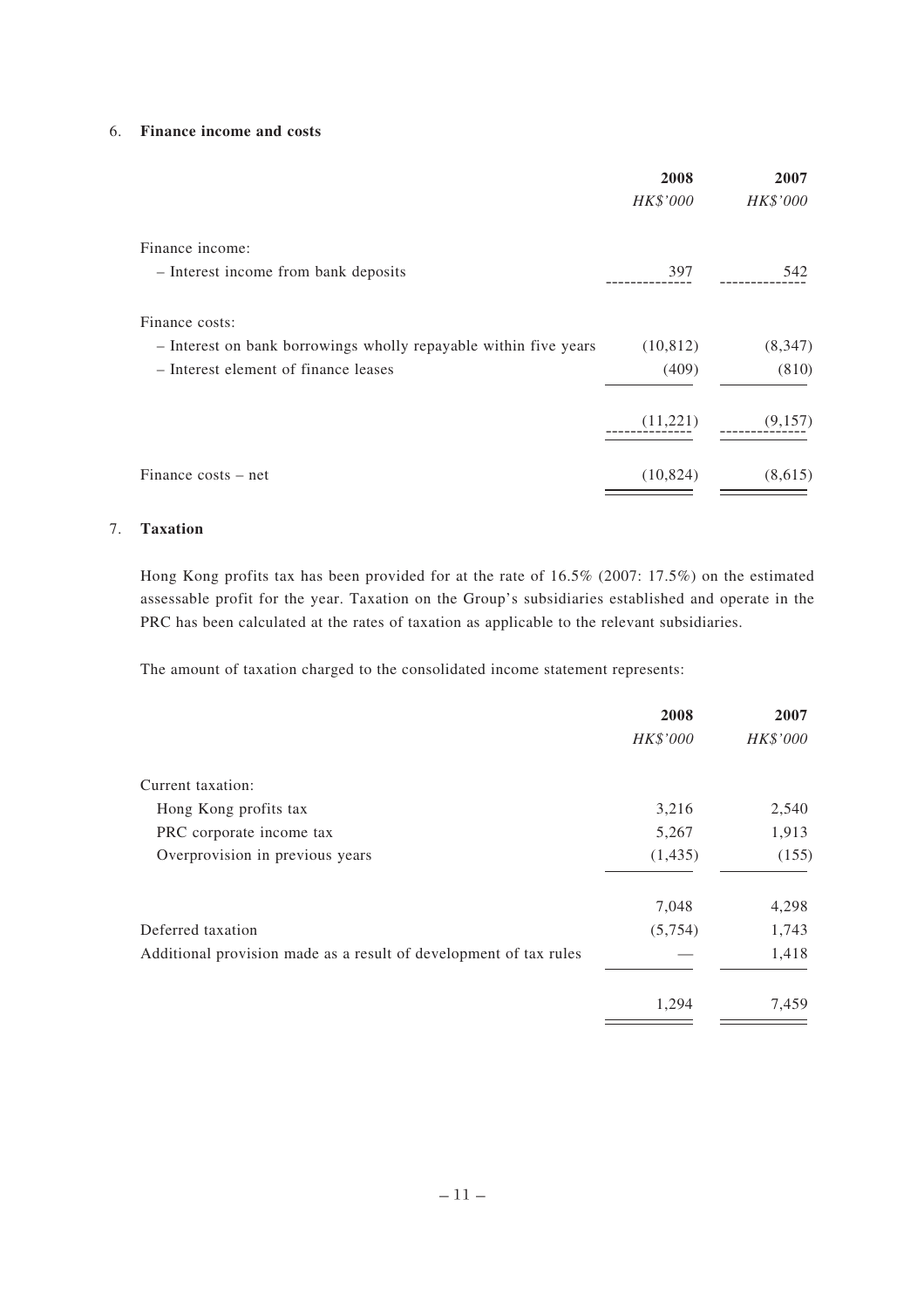## 6. Finance income and costs

| | 2008 | 2007 |
|---|---|---|
| | *HK$'000* | *HK$'000* |
| Finance income: | | |
| – Interest income from bank deposits | 397 | 542 |
| Finance costs: | | |
| – Interest on bank borrowings wholly repayable within five years | (10,812) | (8,347) |
| – Interest element of finance leases | (409) | (810) |
| | (11,221) | (9,157) |
| Finance costs – net | (10,824) | (8,615) |

## 7. Taxation

Hong Kong profits tax has been provided for at the rate of 16.5% (2007: 17.5%) on the estimated assessable profit for the year. Taxation on the Group's subsidiaries established and operate in the PRC has been calculated at the rates of taxation as applicable to the relevant subsidiaries.

The amount of taxation charged to the consolidated income statement represents:

| | 2008 | 2007 |
|---|---|---|
| | *HK$'000* | *HK$'000* |
| Current taxation: | | |
| Hong Kong profits tax | 3,216 | 2,540 |
| PRC corporate income tax | 5,267 | 1,913 |
| Overprovision in previous years | (1,435) | (155) |
| | 7,048 | 4,298 |
| Deferred taxation | (5,754) | 1,743 |
| Additional provision made as a result of development of tax rules | — | 1,418 |
| | 1,294 | 7,459 |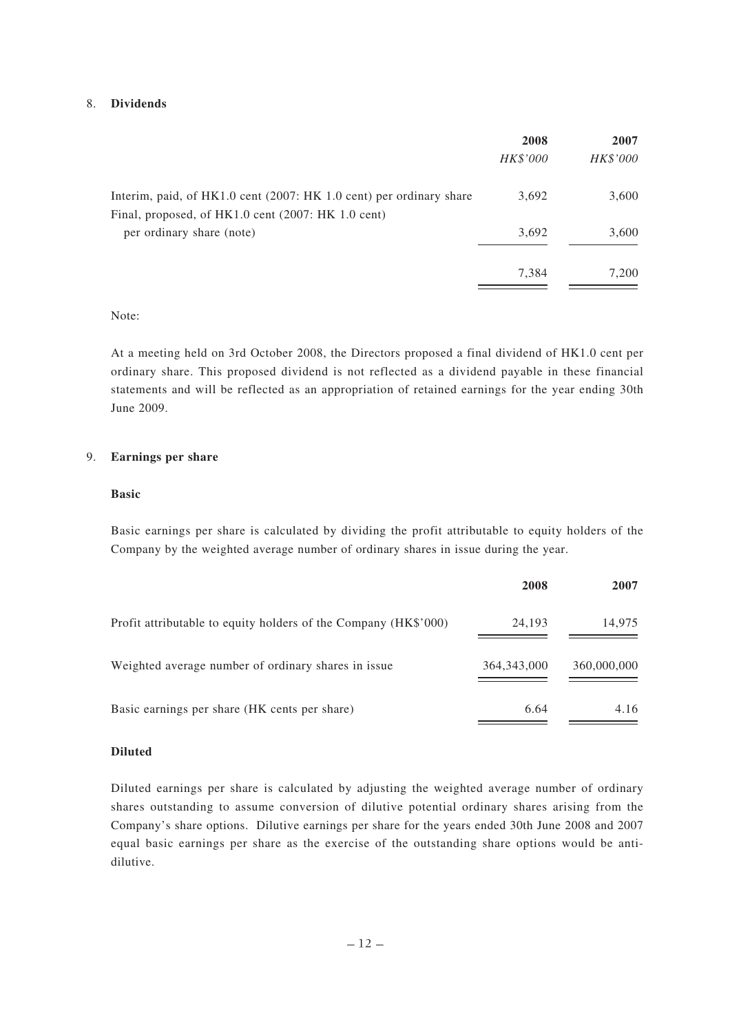## 8. Dividends

| | 2008 | 2007 |
|---|---|---|
| | *HK$'000* | *HK$'000* |
| Interim, paid, of HK1.0 cent (2007: HK 1.0 cent) per ordinary share | 3,692 | 3,600 |
| Final, proposed, of HK1.0 cent (2007: HK 1.0 cent) per ordinary share (note) | 3,692 | 3,600 |
| | 7,384 | 7,200 |

Note:

At a meeting held on 3rd October 2008, the Directors proposed a final dividend of HK1.0 cent per ordinary share. This proposed dividend is not reflected as a dividend payable in these financial statements and will be reflected as an appropriation of retained earnings for the year ending 30th June 2009.

## 9. Earnings per share

**Basic**

Basic earnings per share is calculated by dividing the profit attributable to equity holders of the Company by the weighted average number of ordinary shares in issue during the year.

| | 2008 | 2007 |
|---|---|---|
| Profit attributable to equity holders of the Company (HK$'000) | 24,193 | 14,975 |
| Weighted average number of ordinary shares in issue | 364,343,000 | 360,000,000 |
| Basic earnings per share (HK cents per share) | 6.64 | 4.16 |

**Diluted**

Diluted earnings per share is calculated by adjusting the weighted average number of ordinary shares outstanding to assume conversion of dilutive potential ordinary shares arising from the Company's share options. Dilutive earnings per share for the years ended 30th June 2008 and 2007 equal basic earnings per share as the exercise of the outstanding share options would be anti-dilutive.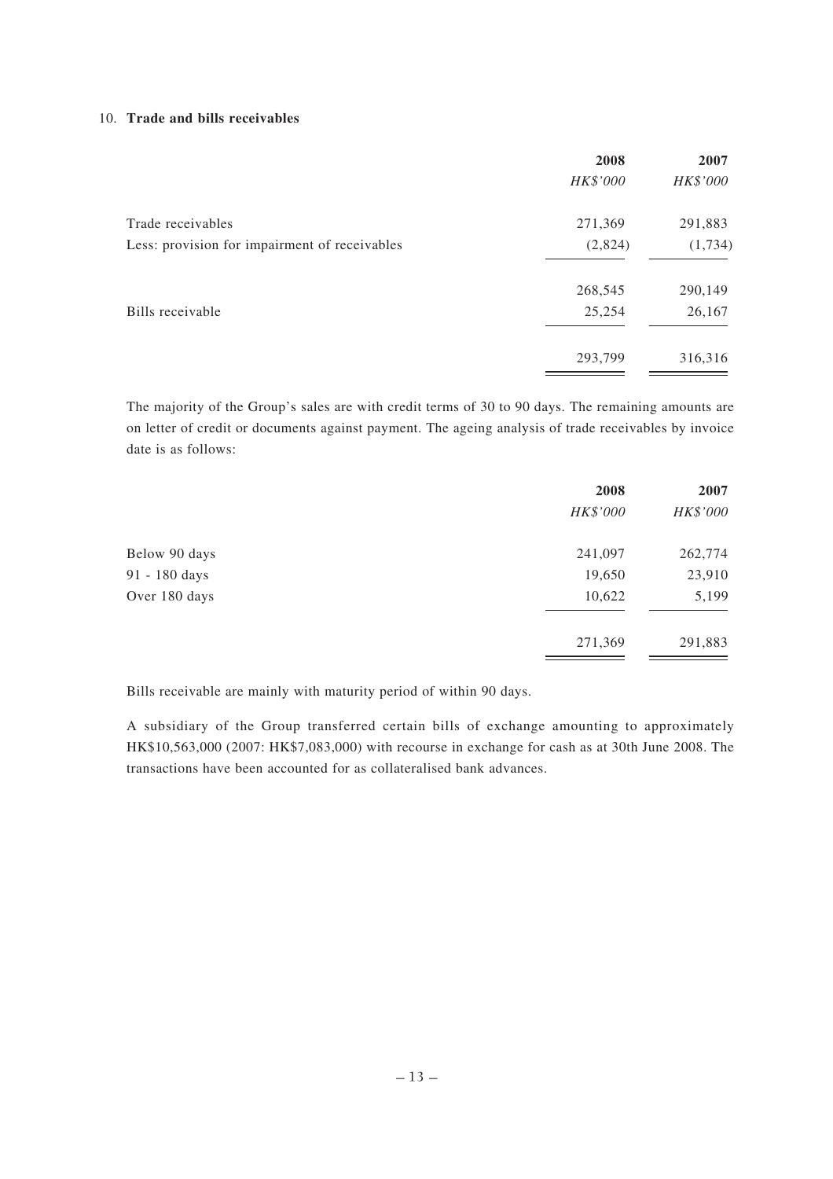10. **Trade and bills receivables**

| | 2008 | 2007 |
|---|---|---|
| | *HK$'000* | *HK$'000* |
| Trade receivables | 271,369 | 291,883 |
| Less: provision for impairment of receivables | (2,824) | (1,734) |
| | 268,545 | 290,149 |
| Bills receivable | 25,254 | 26,167 |
| | 293,799 | 316,316 |

The majority of the Group's sales are with credit terms of 30 to 90 days. The remaining amounts are on letter of credit or documents against payment. The ageing analysis of trade receivables by invoice date is as follows:

| | 2008 | 2007 |
|---|---|---|
| | *HK$'000* | *HK$'000* |
| Below 90 days | 241,097 | 262,774 |
| 91 - 180 days | 19,650 | 23,910 |
| Over 180 days | 10,622 | 5,199 |
| | 271,369 | 291,883 |

Bills receivable are mainly with maturity period of within 90 days.

A subsidiary of the Group transferred certain bills of exchange amounting to approximately HK$10,563,000 (2007: HK$7,083,000) with recourse in exchange for cash as at 30th June 2008. The transactions have been accounted for as collateralised bank advances.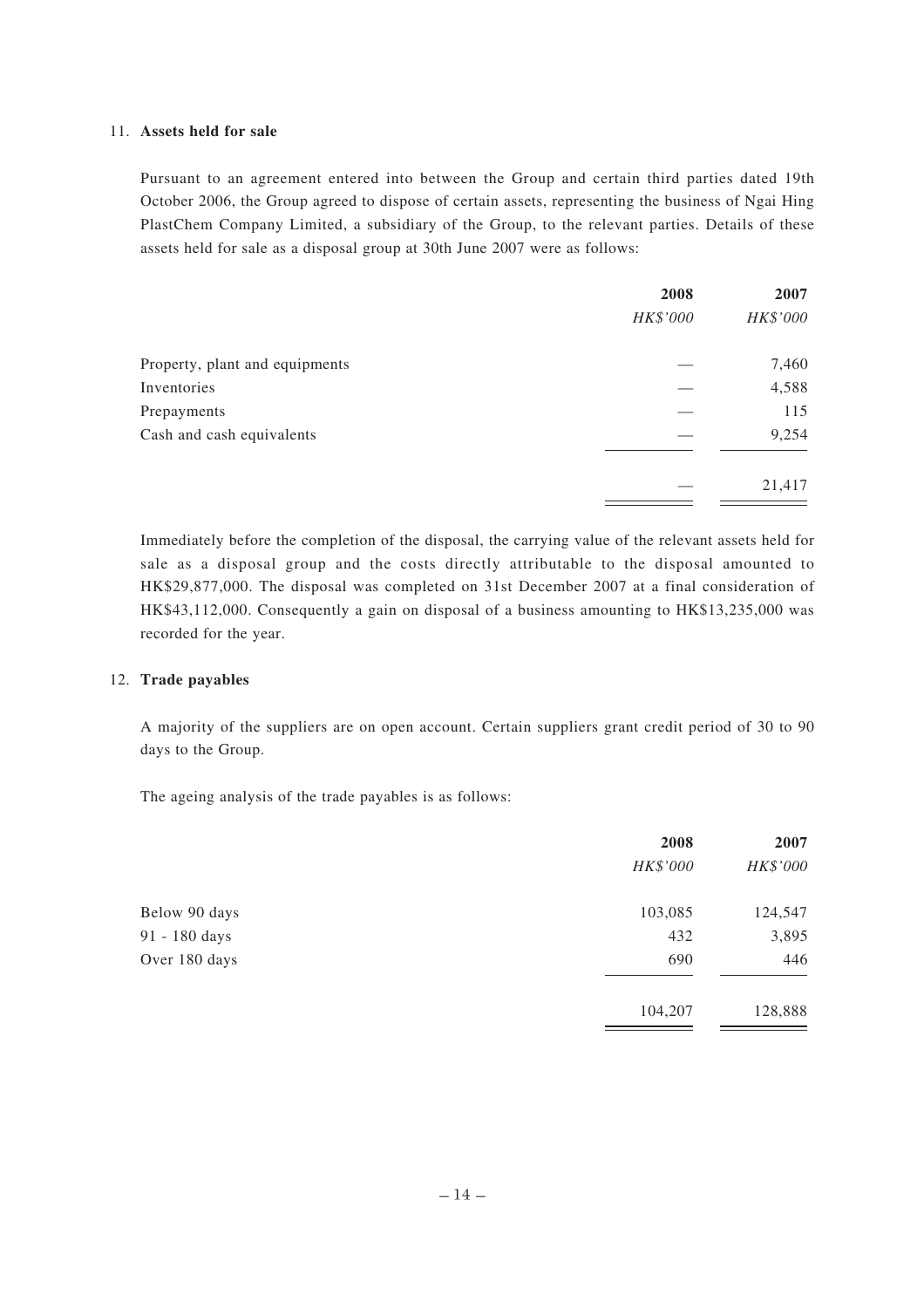### 11. Assets held for sale

Pursuant to an agreement entered into between the Group and certain third parties dated 19th October 2006, the Group agreed to dispose of certain assets, representing the business of Ngai Hing PlastChem Company Limited, a subsidiary of the Group, to the relevant parties. Details of these assets held for sale as a disposal group at 30th June 2007 were as follows:

| | 2008 | 2007 |
|---|---|---|
| | *HK$'000* | *HK$'000* |
| Property, plant and equipments | — | 7,460 |
| Inventories | — | 4,588 |
| Prepayments | — | 115 |
| Cash and cash equivalents | — | 9,254 |
| | — | 21,417 |

Immediately before the completion of the disposal, the carrying value of the relevant assets held for sale as a disposal group and the costs directly attributable to the disposal amounted to HK$29,877,000. The disposal was completed on 31st December 2007 at a final consideration of HK$43,112,000. Consequently a gain on disposal of a business amounting to HK$13,235,000 was recorded for the year.

### 12. Trade payables

A majority of the suppliers are on open account. Certain suppliers grant credit period of 30 to 90 days to the Group.

The ageing analysis of the trade payables is as follows:

| | 2008 | 2007 |
|---|---|---|
| | *HK$'000* | *HK$'000* |
| Below 90 days | 103,085 | 124,547 |
| 91 - 180 days | 432 | 3,895 |
| Over 180 days | 690 | 446 |
| | 104,207 | 128,888 |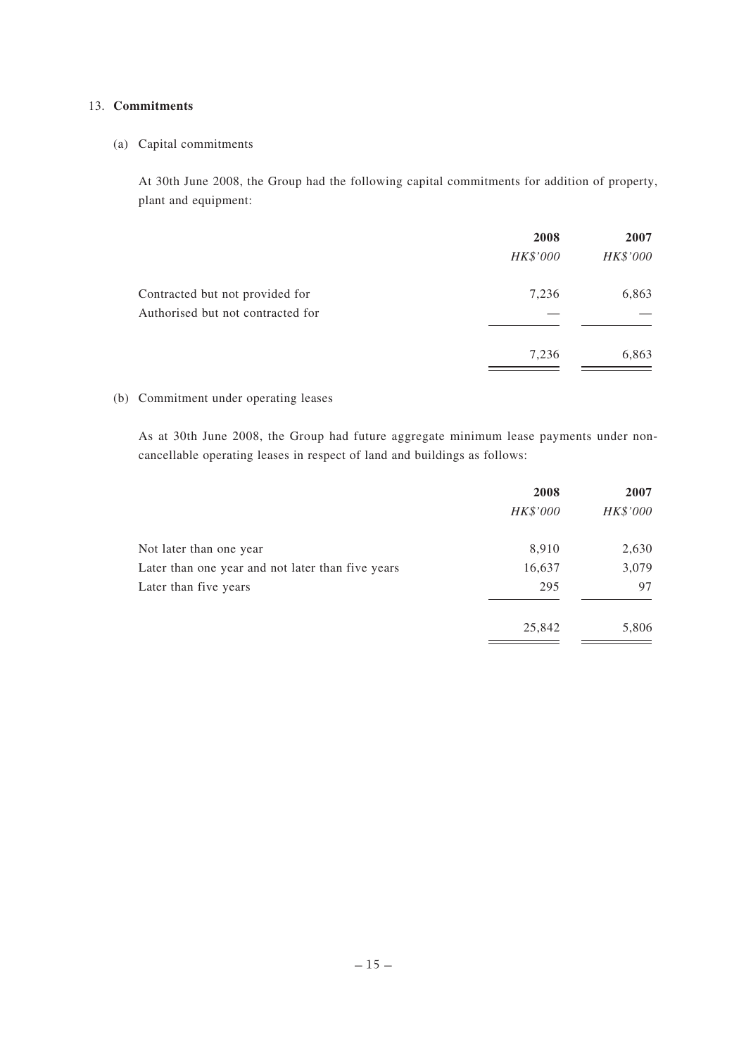## 13. **Commitments**

### (a) Capital commitments

At 30th June 2008, the Group had the following capital commitments for addition of property, plant and equipment:

| | **2008** | **2007** |
|---|---|---|
| | *HK$'000* | *HK$'000* |
| Contracted but not provided for | 7,236 | 6,863 |
| Authorised but not contracted for | — | — |
| | 7,236 | 6,863 |

### (b) Commitment under operating leases

As at 30th June 2008, the Group had future aggregate minimum lease payments under non-cancellable operating leases in respect of land and buildings as follows:

| | **2008** | **2007** |
|---|---|---|
| | *HK$'000* | *HK$'000* |
| Not later than one year | 8,910 | 2,630 |
| Later than one year and not later than five years | 16,637 | 3,079 |
| Later than five years | 295 | 97 |
| | 25,842 | 5,806 |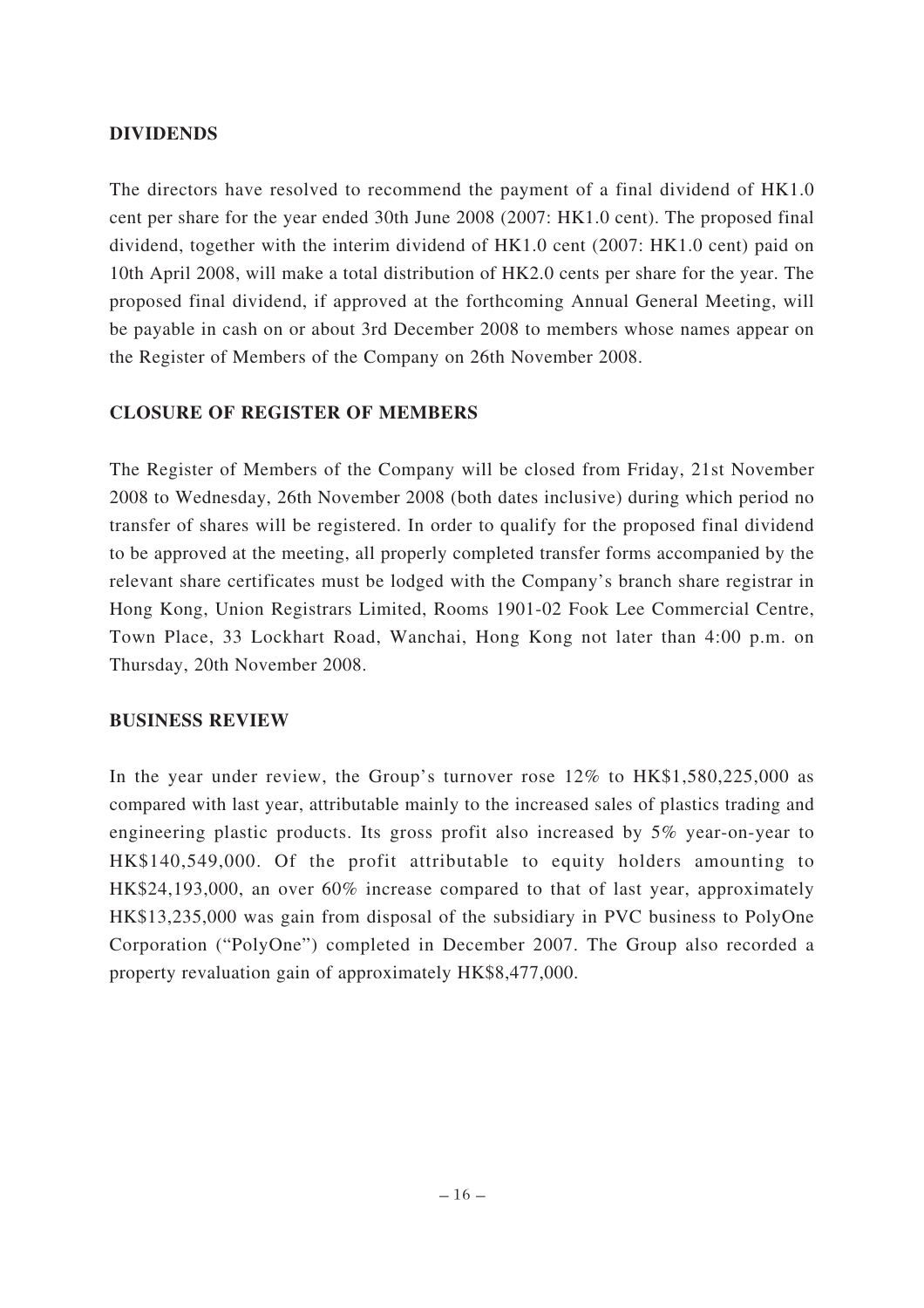## DIVIDENDS

The directors have resolved to recommend the payment of a final dividend of HK1.0 cent per share for the year ended 30th June 2008 (2007: HK1.0 cent). The proposed final dividend, together with the interim dividend of HK1.0 cent (2007: HK1.0 cent) paid on 10th April 2008, will make a total distribution of HK2.0 cents per share for the year. The proposed final dividend, if approved at the forthcoming Annual General Meeting, will be payable in cash on or about 3rd December 2008 to members whose names appear on the Register of Members of the Company on 26th November 2008.

## CLOSURE OF REGISTER OF MEMBERS

The Register of Members of the Company will be closed from Friday, 21st November 2008 to Wednesday, 26th November 2008 (both dates inclusive) during which period no transfer of shares will be registered. In order to qualify for the proposed final dividend to be approved at the meeting, all properly completed transfer forms accompanied by the relevant share certificates must be lodged with the Company's branch share registrar in Hong Kong, Union Registrars Limited, Rooms 1901-02 Fook Lee Commercial Centre, Town Place, 33 Lockhart Road, Wanchai, Hong Kong not later than 4:00 p.m. on Thursday, 20th November 2008.

## BUSINESS REVIEW

In the year under review, the Group's turnover rose 12% to HK$1,580,225,000 as compared with last year, attributable mainly to the increased sales of plastics trading and engineering plastic products. Its gross profit also increased by 5% year-on-year to HK$140,549,000. Of the profit attributable to equity holders amounting to HK$24,193,000, an over 60% increase compared to that of last year, approximately HK$13,235,000 was gain from disposal of the subsidiary in PVC business to PolyOne Corporation ("PolyOne") completed in December 2007. The Group also recorded a property revaluation gain of approximately HK$8,477,000.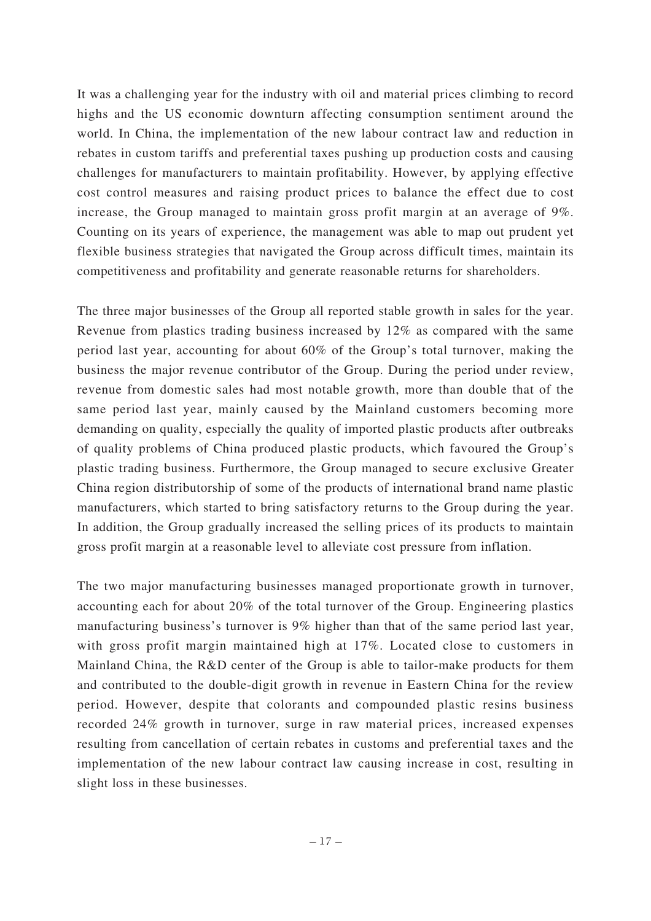It was a challenging year for the industry with oil and material prices climbing to record highs and the US economic downturn affecting consumption sentiment around the world. In China, the implementation of the new labour contract law and reduction in rebates in custom tariffs and preferential taxes pushing up production costs and causing challenges for manufacturers to maintain profitability. However, by applying effective cost control measures and raising product prices to balance the effect due to cost increase, the Group managed to maintain gross profit margin at an average of 9%. Counting on its years of experience, the management was able to map out prudent yet flexible business strategies that navigated the Group across difficult times, maintain its competitiveness and profitability and generate reasonable returns for shareholders.

The three major businesses of the Group all reported stable growth in sales for the year. Revenue from plastics trading business increased by 12% as compared with the same period last year, accounting for about 60% of the Group's total turnover, making the business the major revenue contributor of the Group. During the period under review, revenue from domestic sales had most notable growth, more than double that of the same period last year, mainly caused by the Mainland customers becoming more demanding on quality, especially the quality of imported plastic products after outbreaks of quality problems of China produced plastic products, which favoured the Group's plastic trading business. Furthermore, the Group managed to secure exclusive Greater China region distributorship of some of the products of international brand name plastic manufacturers, which started to bring satisfactory returns to the Group during the year. In addition, the Group gradually increased the selling prices of its products to maintain gross profit margin at a reasonable level to alleviate cost pressure from inflation.

The two major manufacturing businesses managed proportionate growth in turnover, accounting each for about 20% of the total turnover of the Group. Engineering plastics manufacturing business's turnover is 9% higher than that of the same period last year, with gross profit margin maintained high at 17%. Located close to customers in Mainland China, the R&D center of the Group is able to tailor-make products for them and contributed to the double-digit growth in revenue in Eastern China for the review period. However, despite that colorants and compounded plastic resins business recorded 24% growth in turnover, surge in raw material prices, increased expenses resulting from cancellation of certain rebates in customs and preferential taxes and the implementation of the new labour contract law causing increase in cost, resulting in slight loss in these businesses.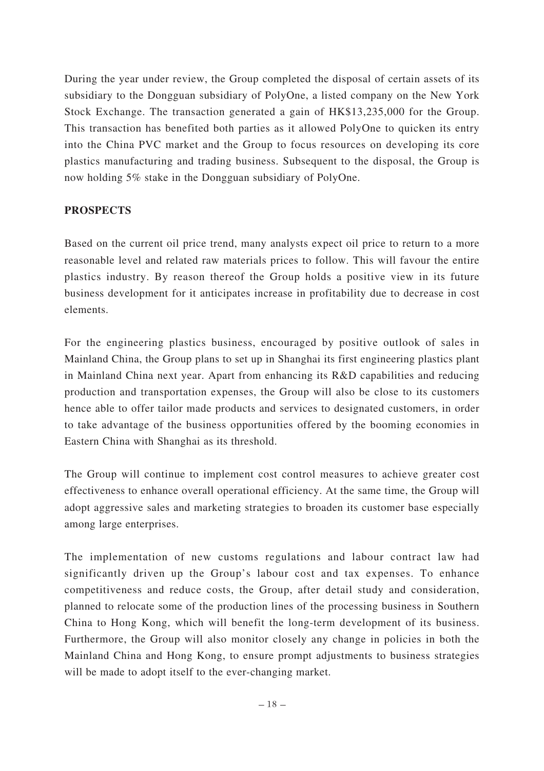During the year under review, the Group completed the disposal of certain assets of its subsidiary to the Dongguan subsidiary of PolyOne, a listed company on the New York Stock Exchange. The transaction generated a gain of HK$13,235,000 for the Group. This transaction has benefited both parties as it allowed PolyOne to quicken its entry into the China PVC market and the Group to focus resources on developing its core plastics manufacturing and trading business. Subsequent to the disposal, the Group is now holding 5% stake in the Dongguan subsidiary of PolyOne.

## PROSPECTS

Based on the current oil price trend, many analysts expect oil price to return to a more reasonable level and related raw materials prices to follow. This will favour the entire plastics industry. By reason thereof the Group holds a positive view in its future business development for it anticipates increase in profitability due to decrease in cost elements.

For the engineering plastics business, encouraged by positive outlook of sales in Mainland China, the Group plans to set up in Shanghai its first engineering plastics plant in Mainland China next year. Apart from enhancing its R&D capabilities and reducing production and transportation expenses, the Group will also be close to its customers hence able to offer tailor made products and services to designated customers, in order to take advantage of the business opportunities offered by the booming economies in Eastern China with Shanghai as its threshold.

The Group will continue to implement cost control measures to achieve greater cost effectiveness to enhance overall operational efficiency. At the same time, the Group will adopt aggressive sales and marketing strategies to broaden its customer base especially among large enterprises.

The implementation of new customs regulations and labour contract law had significantly driven up the Group's labour cost and tax expenses. To enhance competitiveness and reduce costs, the Group, after detail study and consideration, planned to relocate some of the production lines of the processing business in Southern China to Hong Kong, which will benefit the long-term development of its business. Furthermore, the Group will also monitor closely any change in policies in both the Mainland China and Hong Kong, to ensure prompt adjustments to business strategies will be made to adopt itself to the ever-changing market.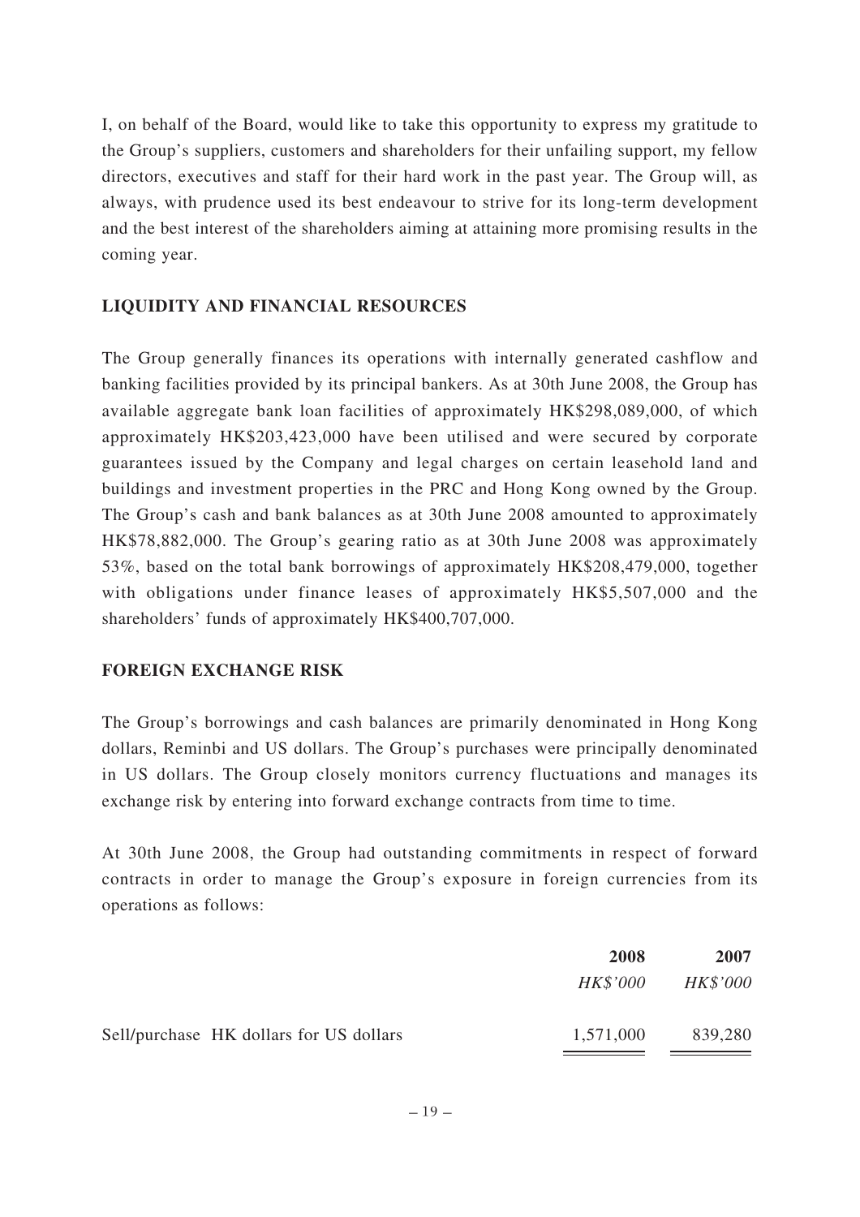I, on behalf of the Board, would like to take this opportunity to express my gratitude to the Group's suppliers, customers and shareholders for their unfailing support, my fellow directors, executives and staff for their hard work in the past year. The Group will, as always, with prudence used its best endeavour to strive for its long-term development and the best interest of the shareholders aiming at attaining more promising results in the coming year.

## LIQUIDITY AND FINANCIAL RESOURCES

The Group generally finances its operations with internally generated cashflow and banking facilities provided by its principal bankers. As at 30th June 2008, the Group has available aggregate bank loan facilities of approximately HK$298,089,000, of which approximately HK$203,423,000 have been utilised and were secured by corporate guarantees issued by the Company and legal charges on certain leasehold land and buildings and investment properties in the PRC and Hong Kong owned by the Group. The Group's cash and bank balances as at 30th June 2008 amounted to approximately HK$78,882,000. The Group's gearing ratio as at 30th June 2008 was approximately 53%, based on the total bank borrowings of approximately HK$208,479,000, together with obligations under finance leases of approximately HK$5,507,000 and the shareholders' funds of approximately HK$400,707,000.

## FOREIGN EXCHANGE RISK

The Group's borrowings and cash balances are primarily denominated in Hong Kong dollars, Reminbi and US dollars. The Group's purchases were principally denominated in US dollars. The Group closely monitors currency fluctuations and manages its exchange risk by entering into forward exchange contracts from time to time.

At 30th June 2008, the Group had outstanding commitments in respect of forward contracts in order to manage the Group's exposure in foreign currencies from its operations as follows:

| | **2008** | **2007** |
|---|---|---|
| | *HK$'000* | *HK$'000* |
| Sell/purchase HK dollars for US dollars | 1,571,000 | 839,280 |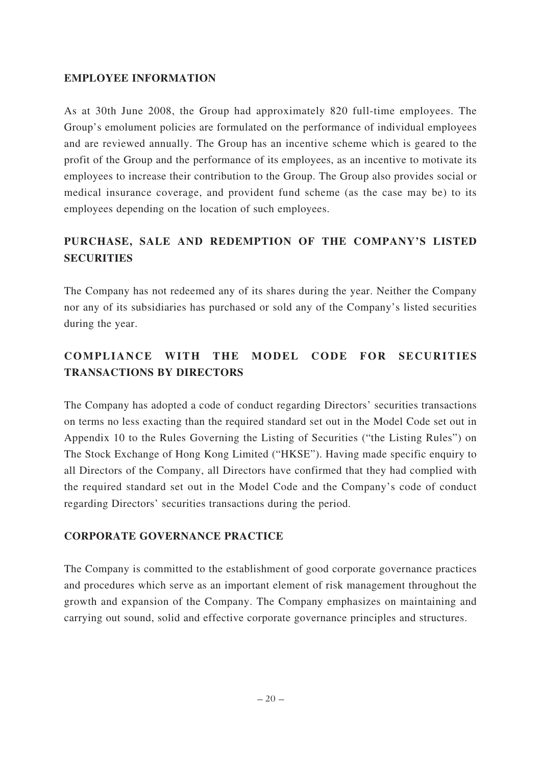## EMPLOYEE INFORMATION

As at 30th June 2008, the Group had approximately 820 full-time employees. The Group's emolument policies are formulated on the performance of individual employees and are reviewed annually. The Group has an incentive scheme which is geared to the profit of the Group and the performance of its employees, as an incentive to motivate its employees to increase their contribution to the Group. The Group also provides social or medical insurance coverage, and provident fund scheme (as the case may be) to its employees depending on the location of such employees.

## PURCHASE, SALE AND REDEMPTION OF THE COMPANY'S LISTED SECURITIES

The Company has not redeemed any of its shares during the year. Neither the Company nor any of its subsidiaries has purchased or sold any of the Company's listed securities during the year.

## COMPLIANCE WITH THE MODEL CODE FOR SECURITIES TRANSACTIONS BY DIRECTORS

The Company has adopted a code of conduct regarding Directors' securities transactions on terms no less exacting than the required standard set out in the Model Code set out in Appendix 10 to the Rules Governing the Listing of Securities ("the Listing Rules") on The Stock Exchange of Hong Kong Limited ("HKSE"). Having made specific enquiry to all Directors of the Company, all Directors have confirmed that they had complied with the required standard set out in the Model Code and the Company's code of conduct regarding Directors' securities transactions during the period.

## CORPORATE GOVERNANCE PRACTICE

The Company is committed to the establishment of good corporate governance practices and procedures which serve as an important element of risk management throughout the growth and expansion of the Company. The Company emphasizes on maintaining and carrying out sound, solid and effective corporate governance principles and structures.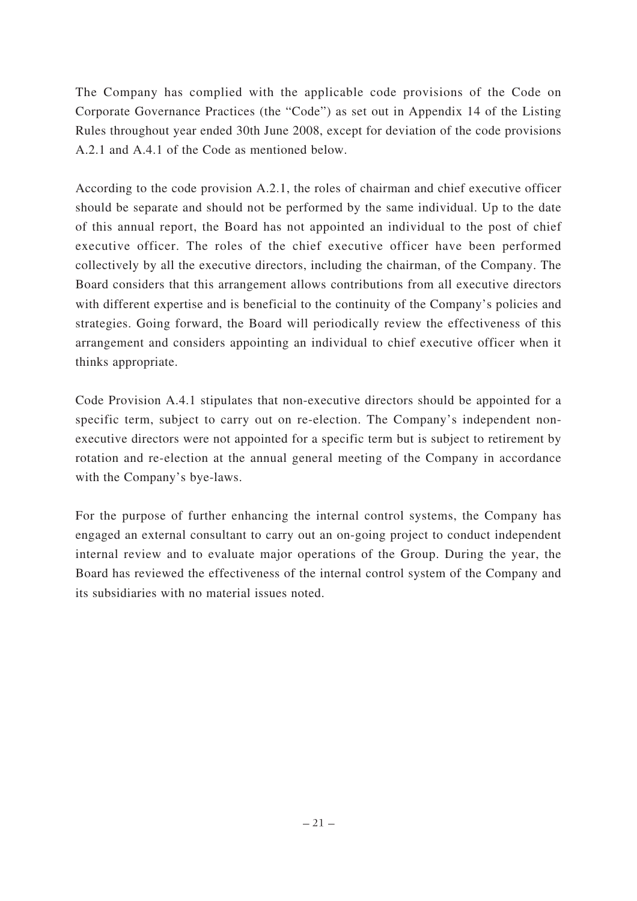The Company has complied with the applicable code provisions of the Code on Corporate Governance Practices (the "Code") as set out in Appendix 14 of the Listing Rules throughout year ended 30th June 2008, except for deviation of the code provisions A.2.1 and A.4.1 of the Code as mentioned below.

According to the code provision A.2.1, the roles of chairman and chief executive officer should be separate and should not be performed by the same individual. Up to the date of this annual report, the Board has not appointed an individual to the post of chief executive officer. The roles of the chief executive officer have been performed collectively by all the executive directors, including the chairman, of the Company. The Board considers that this arrangement allows contributions from all executive directors with different expertise and is beneficial to the continuity of the Company's policies and strategies. Going forward, the Board will periodically review the effectiveness of this arrangement and considers appointing an individual to chief executive officer when it thinks appropriate.

Code Provision A.4.1 stipulates that non-executive directors should be appointed for a specific term, subject to carry out on re-election. The Company's independent non-executive directors were not appointed for a specific term but is subject to retirement by rotation and re-election at the annual general meeting of the Company in accordance with the Company's bye-laws.

For the purpose of further enhancing the internal control systems, the Company has engaged an external consultant to carry out an on-going project to conduct independent internal review and to evaluate major operations of the Group. During the year, the Board has reviewed the effectiveness of the internal control system of the Company and its subsidiaries with no material issues noted.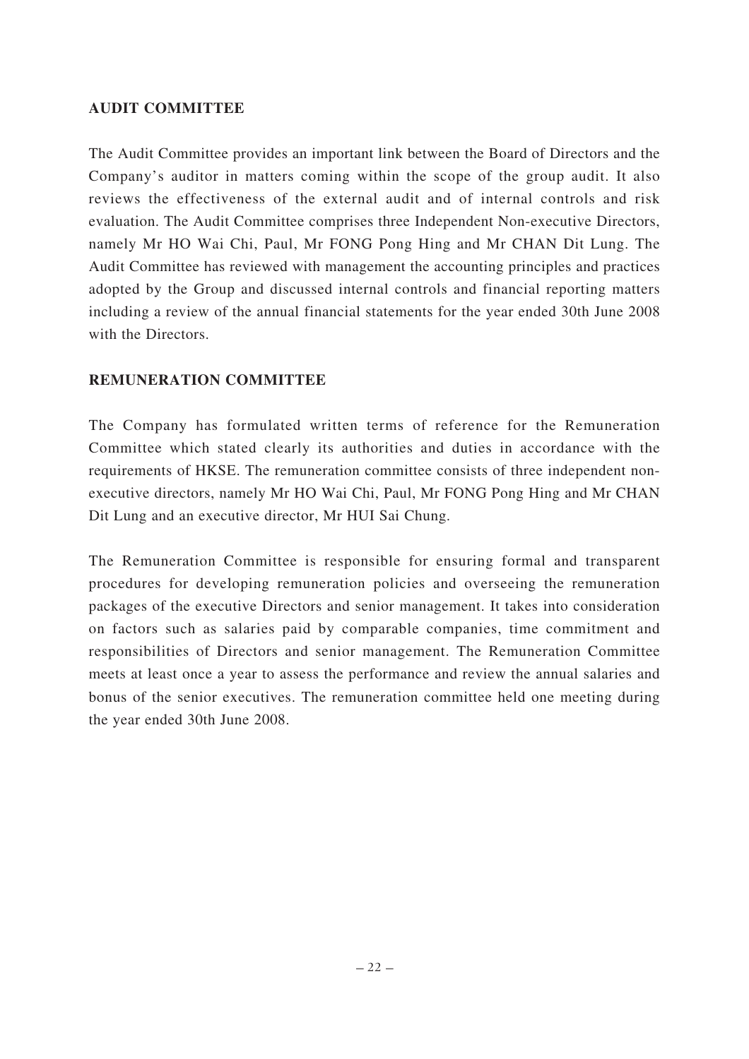## AUDIT COMMITTEE

The Audit Committee provides an important link between the Board of Directors and the Company's auditor in matters coming within the scope of the group audit. It also reviews the effectiveness of the external audit and of internal controls and risk evaluation. The Audit Committee comprises three Independent Non-executive Directors, namely Mr HO Wai Chi, Paul, Mr FONG Pong Hing and Mr CHAN Dit Lung. The Audit Committee has reviewed with management the accounting principles and practices adopted by the Group and discussed internal controls and financial reporting matters including a review of the annual financial statements for the year ended 30th June 2008 with the Directors.

## REMUNERATION COMMITTEE

The Company has formulated written terms of reference for the Remuneration Committee which stated clearly its authorities and duties in accordance with the requirements of HKSE. The remuneration committee consists of three independent non-executive directors, namely Mr HO Wai Chi, Paul, Mr FONG Pong Hing and Mr CHAN Dit Lung and an executive director, Mr HUI Sai Chung.

The Remuneration Committee is responsible for ensuring formal and transparent procedures for developing remuneration policies and overseeing the remuneration packages of the executive Directors and senior management. It takes into consideration on factors such as salaries paid by comparable companies, time commitment and responsibilities of Directors and senior management. The Remuneration Committee meets at least once a year to assess the performance and review the annual salaries and bonus of the senior executives. The remuneration committee held one meeting during the year ended 30th June 2008.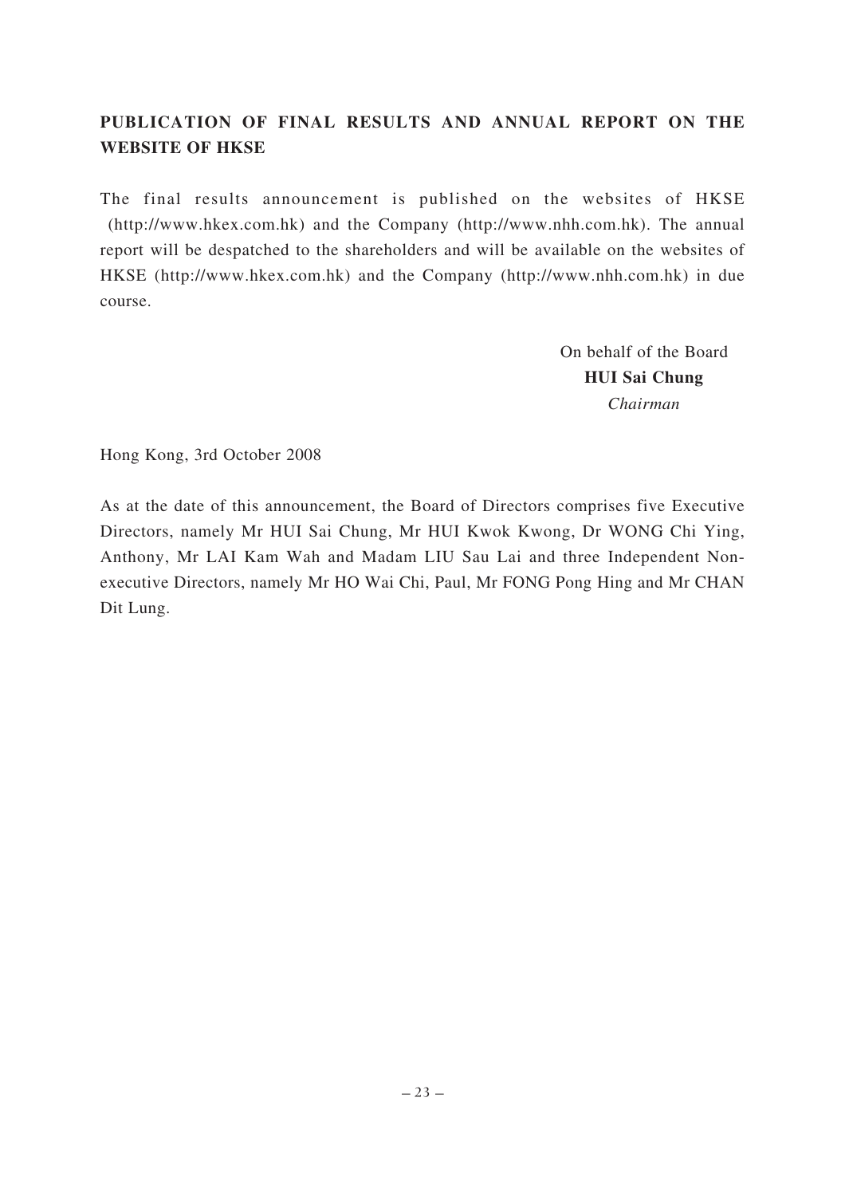## PUBLICATION OF FINAL RESULTS AND ANNUAL REPORT ON THE WEBSITE OF HKSE

The final results announcement is published on the websites of HKSE (http://www.hkex.com.hk) and the Company (http://www.nhh.com.hk). The annual report will be despatched to the shareholders and will be available on the websites of HKSE (http://www.hkex.com.hk) and the Company (http://www.nhh.com.hk) in due course.

On behalf of the Board
**HUI Sai Chung**
*Chairman*

Hong Kong, 3rd October 2008

As at the date of this announcement, the Board of Directors comprises five Executive Directors, namely Mr HUI Sai Chung, Mr HUI Kwok Kwong, Dr WONG Chi Ying, Anthony, Mr LAI Kam Wah and Madam LIU Sau Lai and three Independent Non-executive Directors, namely Mr HO Wai Chi, Paul, Mr FONG Pong Hing and Mr CHAN Dit Lung.